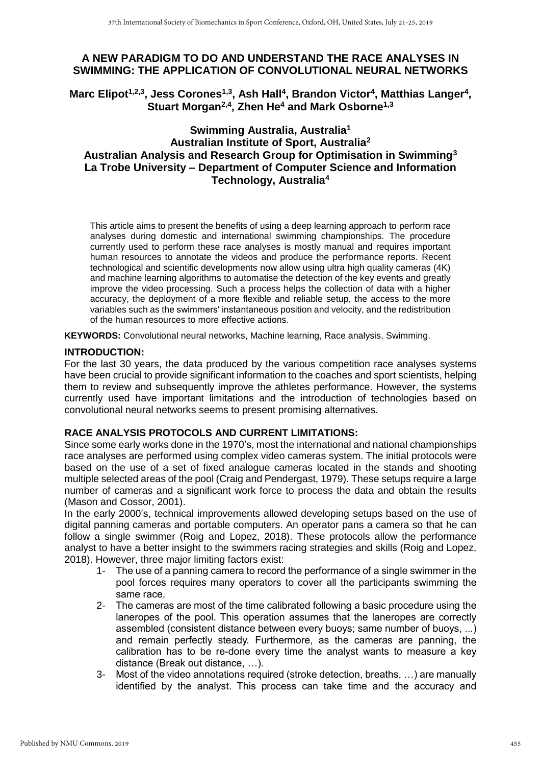# A NEW PARADIGM TO DO AND UNDERSTAND THE RACE ANALYSES IN SWIMMING: THE APPLICATION OF CONVOLUTIONAL NEURAL NETWORKS

**Marc Elipot[1,2,3], Jess Corones[1,3], Ash Hall[4], Brandon Victor[4], Matthias Langer[4], Stuart Morgan[2,4], Zhen He[4] and Mark Osborne[1,3]**

**Swimming Australia, Australia[1]**
**Australian Institute of Sport, Australia[2]**
**Australian Analysis and Research Group for Optimisation in Swimming[3]**
**La Trobe University – Department of Computer Science and Information Technology, Australia[4]**

This article aims to present the benefits of using a deep learning approach to perform race analyses during domestic and international swimming championships. The procedure currently used to perform these race analyses is mostly manual and requires important human resources to annotate the videos and produce the performance reports. Recent technological and scientific developments now allow using ultra high quality cameras (4K) and machine learning algorithms to automatise the detection of the key events and greatly improve the video processing. Such a process helps the collection of data with a higher accuracy, the deployment of a more flexible and reliable setup, the access to the more variables such as the swimmers' instantaneous position and velocity, and the redistribution of the human resources to more effective actions.

**KEYWORDS:** Convolutional neural networks, Machine learning, Race analysis, Swimming.

## INTRODUCTION:

For the last 30 years, the data produced by the various competition race analyses systems have been crucial to provide significant information to the coaches and sport scientists, helping them to review and subsequently improve the athletes performance. However, the systems currently used have important limitations and the introduction of technologies based on convolutional neural networks seems to present promising alternatives.

## RACE ANALYSIS PROTOCOLS AND CURRENT LIMITATIONS:

Since some early works done in the 1970's, most the international and national championships race analyses are performed using complex video cameras system. The initial protocols were based on the use of a set of fixed analogue cameras located in the stands and shooting multiple selected areas of the pool (Craig and Pendergast, 1979). These setups require a large number of cameras and a significant work force to process the data and obtain the results (Mason and Cossor, 2001).

In the early 2000's, technical improvements allowed developing setups based on the use of digital panning cameras and portable computers. An operator pans a camera so that he can follow a single swimmer (Roig and Lopez, 2018). These protocols allow the performance analyst to have a better insight to the swimmers racing strategies and skills (Roig and Lopez, 2018). However, three major limiting factors exist:

1- The use of a panning camera to record the performance of a single swimmer in the pool forces requires many operators to cover all the participants swimming the same race.
2- The cameras are most of the time calibrated following a basic procedure using the laneropes of the pool. This operation assumes that the laneropes are correctly assembled (consistent distance between every buoys; same number of buoys, ...) and remain perfectly steady. Furthermore, as the cameras are panning, the calibration has to be re-done every time the analyst wants to measure a key distance (Break out distance, …).
3- Most of the video annotations required (stroke detection, breaths, …) are manually identified by the analyst. This process can take time and the accuracy and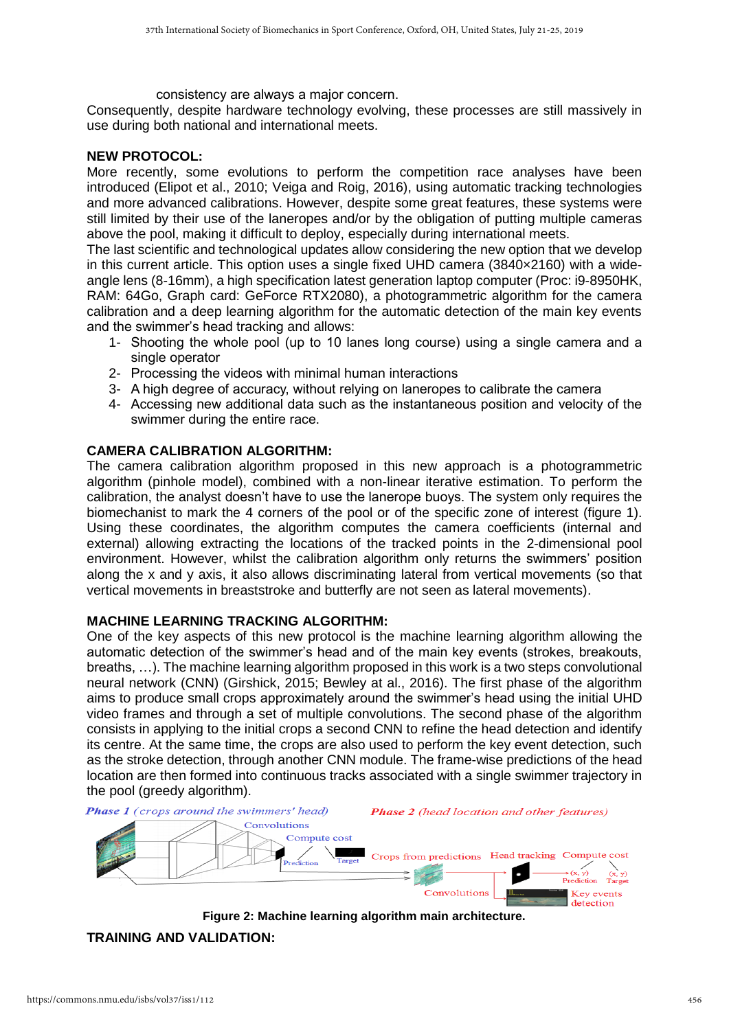consistency are always a major concern.

Consequently, despite hardware technology evolving, these processes are still massively in use during both national and international meets.

**NEW PROTOCOL:**

More recently, some evolutions to perform the competition race analyses have been introduced (Elipot et al., 2010; Veiga and Roig, 2016), using automatic tracking technologies and more advanced calibrations. However, despite some great features, these systems were still limited by their use of the laneropes and/or by the obligation of putting multiple cameras above the pool, making it difficult to deploy, especially during international meets.

The last scientific and technological updates allow considering the new option that we develop in this current article. This option uses a single fixed UHD camera (3840×2160) with a wide-angle lens (8-16mm), a high specification latest generation laptop computer (Proc: i9-8950HK, RAM: 64Go, Graph card: GeForce RTX2080), a photogrammetric algorithm for the camera calibration and a deep learning algorithm for the automatic detection of the main key events and the swimmer's head tracking and allows:

1- Shooting the whole pool (up to 10 lanes long course) using a single camera and a single operator
2- Processing the videos with minimal human interactions
3- A high degree of accuracy, without relying on laneropes to calibrate the camera
4- Accessing new additional data such as the instantaneous position and velocity of the swimmer during the entire race.

**CAMERA CALIBRATION ALGORITHM:**

The camera calibration algorithm proposed in this new approach is a photogrammetric algorithm (pinhole model), combined with a non-linear iterative estimation. To perform the calibration, the analyst doesn't have to use the lanerope buoys. The system only requires the biomechanist to mark the 4 corners of the pool or of the specific zone of interest (figure 1). Using these coordinates, the algorithm computes the camera coefficients (internal and external) allowing extracting the locations of the tracked points in the 2-dimensional pool environment. However, whilst the calibration algorithm only returns the swimmers' position along the x and y axis, it also allows discriminating lateral from vertical movements (so that vertical movements in breaststroke and butterfly are not seen as lateral movements).

**MACHINE LEARNING TRACKING ALGORITHM:**

One of the key aspects of this new protocol is the machine learning algorithm allowing the automatic detection of the swimmer's head and of the main key events (strokes, breakouts, breaths, …). The machine learning algorithm proposed in this work is a two steps convolutional neural network (CNN) (Girshick, 2015; Bewley at al., 2016). The first phase of the algorithm aims to produce small crops approximately around the swimmer's head using the initial UHD video frames and through a set of multiple convolutions. The second phase of the algorithm consists in applying to the initial crops a second CNN to refine the head detection and identify its centre. At the same time, the crops are also used to perform the key event detection, such as the stroke detection, through another CNN module. The frame-wise predictions of the head location are then formed into continuous tracks associated with a single swimmer trajectory in the pool (greedy algorithm).

**Figure 2: Machine learning algorithm main architecture.**

**TRAINING AND VALIDATION:**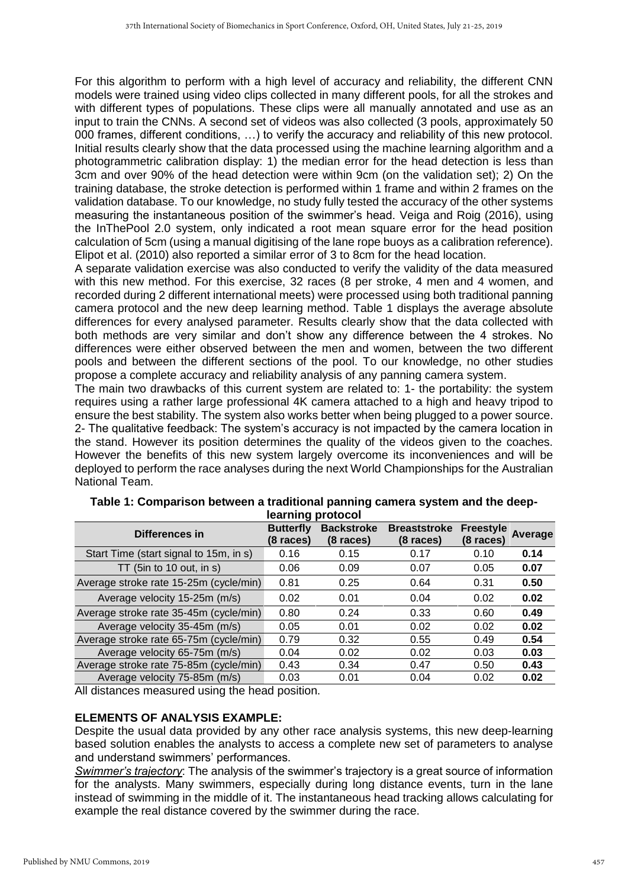For this algorithm to perform with a high level of accuracy and reliability, the different CNN models were trained using video clips collected in many different pools, for all the strokes and with different types of populations. These clips were all manually annotated and use as an input to train the CNNs. A second set of videos was also collected (3 pools, approximately 50 000 frames, different conditions, …) to verify the accuracy and reliability of this new protocol. Initial results clearly show that the data processed using the machine learning algorithm and a photogrammetric calibration display: 1) the median error for the head detection is less than 3cm and over 90% of the head detection were within 9cm (on the validation set); 2) On the training database, the stroke detection is performed within 1 frame and within 2 frames on the validation database. To our knowledge, no study fully tested the accuracy of the other systems measuring the instantaneous position of the swimmer's head. Veiga and Roig (2016), using the InThePool 2.0 system, only indicated a root mean square error for the head position calculation of 5cm (using a manual digitising of the lane rope buoys as a calibration reference). Elipot et al. (2010) also reported a similar error of 3 to 8cm for the head location.

A separate validation exercise was also conducted to verify the validity of the data measured with this new method. For this exercise, 32 races (8 per stroke, 4 men and 4 women, and recorded during 2 different international meets) were processed using both traditional panning camera protocol and the new deep learning method. Table 1 displays the average absolute differences for every analysed parameter. Results clearly show that the data collected with both methods are very similar and don't show any difference between the 4 strokes. No differences were either observed between the men and women, between the two different pools and between the different sections of the pool. To our knowledge, no other studies propose a complete accuracy and reliability analysis of any panning camera system.

The main two drawbacks of this current system are related to: 1- the portability: the system requires using a rather large professional 4K camera attached to a high and heavy tripod to ensure the best stability. The system also works better when being plugged to a power source. 2- The qualitative feedback: The system's accuracy is not impacted by the camera location in the stand. However its position determines the quality of the videos given to the coaches. However the benefits of this new system largely overcome its inconveniences and will be deployed to perform the race analyses during the next World Championships for the Australian National Team.

**Table 1: Comparison between a traditional panning camera system and the deep-learning protocol**

| Differences in | Butterfly (8 races) | Backstroke (8 races) | Breaststroke (8 races) | Freestyle (8 races) | Average |
|---|---|---|---|---|---|
| Start Time (start signal to 15m, in s) | 0.16 | 0.15 | 0.17 | 0.10 | **0.14** |
| TT (5in to 10 out, in s) | 0.06 | 0.09 | 0.07 | 0.05 | **0.07** |
| Average stroke rate 15-25m (cycle/min) | 0.81 | 0.25 | 0.64 | 0.31 | **0.50** |
| Average velocity 15-25m (m/s) | 0.02 | 0.01 | 0.04 | 0.02 | **0.02** |
| Average stroke rate 35-45m (cycle/min) | 0.80 | 0.24 | 0.33 | 0.60 | **0.49** |
| Average velocity 35-45m (m/s) | 0.05 | 0.01 | 0.02 | 0.02 | **0.02** |
| Average stroke rate 65-75m (cycle/min) | 0.79 | 0.32 | 0.55 | 0.49 | **0.54** |
| Average velocity 65-75m (m/s) | 0.04 | 0.02 | 0.02 | 0.03 | **0.03** |
| Average stroke rate 75-85m (cycle/min) | 0.43 | 0.34 | 0.47 | 0.50 | **0.43** |
| Average velocity 75-85m (m/s) | 0.03 | 0.01 | 0.04 | 0.02 | **0.02** |

All distances measured using the head position.

**ELEMENTS OF ANALYSIS EXAMPLE:**

Despite the usual data provided by any other race analysis systems, this new deep-learning based solution enables the analysts to access a complete new set of parameters to analyse and understand swimmers' performances.

*Swimmer's trajectory*: The analysis of the swimmer's trajectory is a great source of information for the analysts. Many swimmers, especially during long distance events, turn in the lane instead of swimming in the middle of it. The instantaneous head tracking allows calculating for example the real distance covered by the swimmer during the race.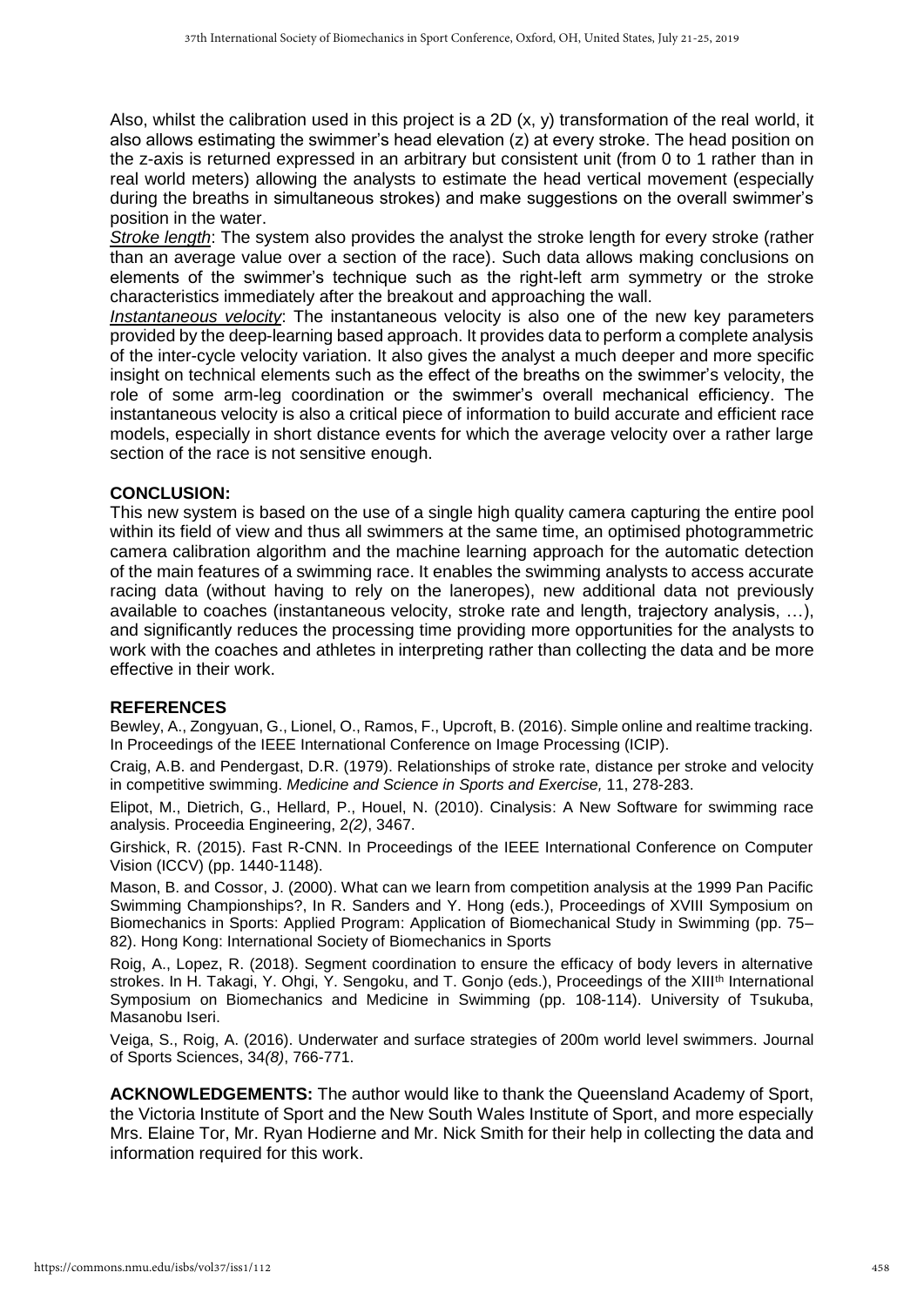Also, whilst the calibration used in this project is a 2D (x, y) transformation of the real world, it also allows estimating the swimmer's head elevation (z) at every stroke. The head position on the z-axis is returned expressed in an arbitrary but consistent unit (from 0 to 1 rather than in real world meters) allowing the analysts to estimate the head vertical movement (especially during the breaths in simultaneous strokes) and make suggestions on the overall swimmer's position in the water.

*Stroke length*: The system also provides the analyst the stroke length for every stroke (rather than an average value over a section of the race). Such data allows making conclusions on elements of the swimmer's technique such as the right-left arm symmetry or the stroke characteristics immediately after the breakout and approaching the wall.

*Instantaneous velocity*: The instantaneous velocity is also one of the new key parameters provided by the deep-learning based approach. It provides data to perform a complete analysis of the inter-cycle velocity variation. It also gives the analyst a much deeper and more specific insight on technical elements such as the effect of the breaths on the swimmer's velocity, the role of some arm-leg coordination or the swimmer's overall mechanical efficiency. The instantaneous velocity is also a critical piece of information to build accurate and efficient race models, especially in short distance events for which the average velocity over a rather large section of the race is not sensitive enough.

## CONCLUSION:

This new system is based on the use of a single high quality camera capturing the entire pool within its field of view and thus all swimmers at the same time, an optimised photogrammetric camera calibration algorithm and the machine learning approach for the automatic detection of the main features of a swimming race. It enables the swimming analysts to access accurate racing data (without having to rely on the laneropes), new additional data not previously available to coaches (instantaneous velocity, stroke rate and length, trajectory analysis, …), and significantly reduces the processing time providing more opportunities for the analysts to work with the coaches and athletes in interpreting rather than collecting the data and be more effective in their work.

## REFERENCES

Bewley, A., Zongyuan, G., Lionel, O., Ramos, F., Upcroft, B. (2016). Simple online and realtime tracking. In Proceedings of the IEEE International Conference on Image Processing (ICIP).

Craig, A.B. and Pendergast, D.R. (1979). Relationships of stroke rate, distance per stroke and velocity in competitive swimming. *Medicine and Science in Sports and Exercise,* 11, 278-283.

Elipot, M., Dietrich, G., Hellard, P., Houel, N. (2010). Cinalysis: A New Software for swimming race analysis. Proceedia Engineering, 2*(2)*, 3467.

Girshick, R. (2015). Fast R-CNN. In Proceedings of the IEEE International Conference on Computer Vision (ICCV) (pp. 1440-1148).

Mason, B. and Cossor, J. (2000). What can we learn from competition analysis at the 1999 Pan Pacific Swimming Championships?, In R. Sanders and Y. Hong (eds.), Proceedings of XVIII Symposium on Biomechanics in Sports: Applied Program: Application of Biomechanical Study in Swimming (pp. 75–82). Hong Kong: International Society of Biomechanics in Sports

Roig, A., Lopez, R. (2018). Segment coordination to ensure the efficacy of body levers in alternative strokes. In H. Takagi, Y. Ohgi, Y. Sengoku, and T. Gonjo (eds.), Proceedings of the XIII[th] International Symposium on Biomechanics and Medicine in Swimming (pp. 108-114). University of Tsukuba, Masanobu Iseri.

Veiga, S., Roig, A. (2016). Underwater and surface strategies of 200m world level swimmers. Journal of Sports Sciences, 34*(8)*, 766-771.

**ACKNOWLEDGEMENTS:** The author would like to thank the Queensland Academy of Sport, the Victoria Institute of Sport and the New South Wales Institute of Sport, and more especially Mrs. Elaine Tor, Mr. Ryan Hodierne and Mr. Nick Smith for their help in collecting the data and information required for this work.